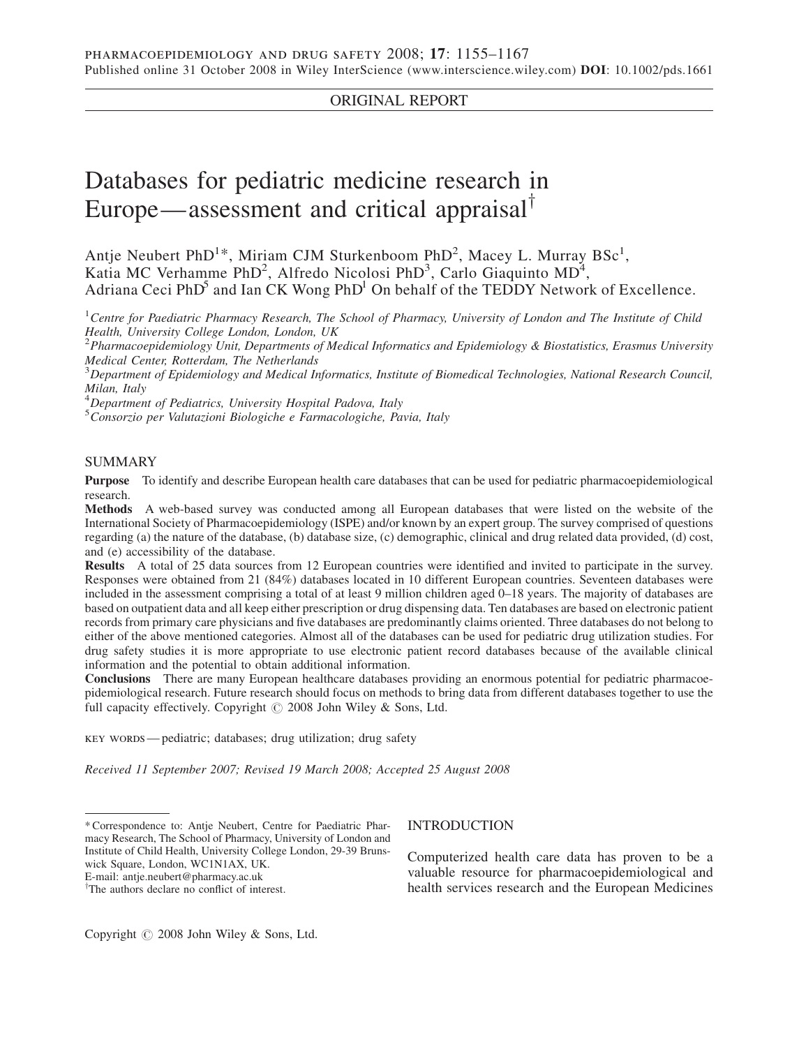ORIGINAL REPORT

# Databases for pediatric medicine research in Europe—assessment and critical appraisal[†]

Antje Neubert PhD[1]*, Miriam CJM Sturkenboom PhD[2], Macey L. Murray BSc[1], Katia MC Verhamme PhD[2], Alfredo Nicolosi PhD[3], Carlo Giaquinto MD[4], Adriana Ceci PhD[5] and Ian CK Wong PhD[1] On behalf of the TEDDY Network of Excellence.

[1]*Centre for Paediatric Pharmacy Research, The School of Pharmacy, University of London and The Institute of Child Health, University College London, London, UK*
[2]*Pharmacoepidemiology Unit, Departments of Medical Informatics and Epidemiology & Biostatistics, Erasmus University Medical Center, Rotterdam, The Netherlands*
[3]*Department of Epidemiology and Medical Informatics, Institute of Biomedical Technologies, National Research Council, Milan, Italy*
[4]*Department of Pediatrics, University Hospital Padova, Italy*
[5]*Consorzio per Valutazioni Biologiche e Farmacologiche, Pavia, Italy*

## SUMMARY

**Purpose** To identify and describe European health care databases that can be used for pediatric pharmacoepidemiological research.

**Methods** A web-based survey was conducted among all European databases that were listed on the website of the International Society of Pharmacoepidemiology (ISPE) and/or known by an expert group. The survey comprised of questions regarding (a) the nature of the database, (b) database size, (c) demographic, clinical and drug related data provided, (d) cost, and (e) accessibility of the database.

**Results** A total of 25 data sources from 12 European countries were identified and invited to participate in the survey. Responses were obtained from 21 (84%) databases located in 10 different European countries. Seventeen databases were included in the assessment comprising a total of at least 9 million children aged 0–18 years. The majority of databases are based on outpatient data and all keep either prescription or drug dispensing data. Ten databases are based on electronic patient records from primary care physicians and five databases are predominantly claims oriented. Three databases do not belong to either of the above mentioned categories. Almost all of the databases can be used for pediatric drug utilization studies. For drug safety studies it is more appropriate to use electronic patient record databases because of the available clinical information and the potential to obtain additional information.

**Conclusions** There are many European healthcare databases providing an enormous potential for pediatric pharmacoepidemiological research. Future research should focus on methods to bring data from different databases together to use the full capacity effectively. Copyright © 2008 John Wiley & Sons, Ltd.

KEY WORDS — pediatric; databases; drug utilization; drug safety

*Received 11 September 2007; Revised 19 March 2008; Accepted 25 August 2008*

\* Correspondence to: Antje Neubert, Centre for Paediatric Pharmacy Research, The School of Pharmacy, University of London and Institute of Child Health, University College London, 29-39 Brunswick Square, London, WC1N1AX, UK.
E-mail: antje.neubert@pharmacy.ac.uk
[†]The authors declare no conflict of interest.

## INTRODUCTION

Computerized health care data has proven to be a valuable resource for pharmacoepidemiological and health services research and the European Medicines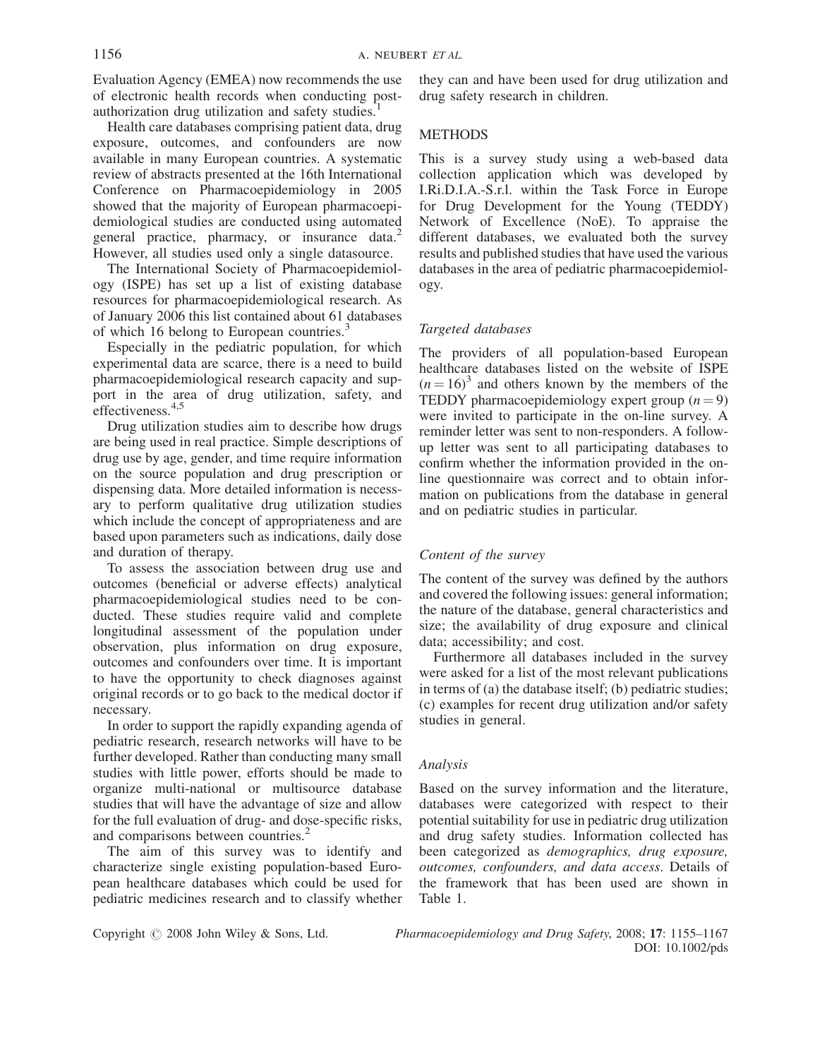Evaluation Agency (EMEA) now recommends the use of electronic health records when conducting post-authorization drug utilization and safety studies.[1]

Health care databases comprising patient data, drug exposure, outcomes, and confounders are now available in many European countries. A systematic review of abstracts presented at the 16th International Conference on Pharmacoepidemiology in 2005 showed that the majority of European pharmacoepidemiological studies are conducted using automated general practice, pharmacy, or insurance data.[2] However, all studies used only a single datasource.

The International Society of Pharmacoepidemiology (ISPE) has set up a list of existing database resources for pharmacoepidemiological research. As of January 2006 this list contained about 61 databases of which 16 belong to European countries.[3]

Especially in the pediatric population, for which experimental data are scarce, there is a need to build pharmacoepidemiological research capacity and support in the area of drug utilization, safety, and effectiveness.[4,5]

Drug utilization studies aim to describe how drugs are being used in real practice. Simple descriptions of drug use by age, gender, and time require information on the source population and drug prescription or dispensing data. More detailed information is necessary to perform qualitative drug utilization studies which include the concept of appropriateness and are based upon parameters such as indications, daily dose and duration of therapy.

To assess the association between drug use and outcomes (beneficial or adverse effects) analytical pharmacoepidemiological studies need to be conducted. These studies require valid and complete longitudinal assessment of the population under observation, plus information on drug exposure, outcomes and confounders over time. It is important to have the opportunity to check diagnoses against original records or to go back to the medical doctor if necessary.

In order to support the rapidly expanding agenda of pediatric research, research networks will have to be further developed. Rather than conducting many small studies with little power, efforts should be made to organize multi-national or multisource database studies that will have the advantage of size and allow for the full evaluation of drug- and dose-specific risks, and comparisons between countries.[2]

The aim of this survey was to identify and characterize single existing population-based European healthcare databases which could be used for pediatric medicines research and to classify whether they can and have been used for drug utilization and drug safety research in children.

## METHODS

This is a survey study using a web-based data collection application which was developed by I.Ri.D.I.A.-S.r.l. within the Task Force in Europe for Drug Development for the Young (TEDDY) Network of Excellence (NoE). To appraise the different databases, we evaluated both the survey results and published studies that have used the various databases in the area of pediatric pharmacoepidemiology.

### *Targeted databases*

The providers of all population-based European healthcare databases listed on the website of ISPE $(n = 16)$[3] and others known by the members of the TEDDY pharmacoepidemiology expert group $(n = 9)$ were invited to participate in the on-line survey. A reminder letter was sent to non-responders. A follow-up letter was sent to all participating databases to confirm whether the information provided in the on-line questionnaire was correct and to obtain information on publications from the database in general and on pediatric studies in particular.

### *Content of the survey*

The content of the survey was defined by the authors and covered the following issues: general information; the nature of the database, general characteristics and size; the availability of drug exposure and clinical data; accessibility; and cost.

Furthermore all databases included in the survey were asked for a list of the most relevant publications in terms of (a) the database itself; (b) pediatric studies; (c) examples for recent drug utilization and/or safety studies in general.

### *Analysis*

Based on the survey information and the literature, databases were categorized with respect to their potential suitability for use in pediatric drug utilization and drug safety studies. Information collected has been categorized as *demographics, drug exposure, outcomes, confounders, and data access*. Details of the framework that has been used are shown in Table 1.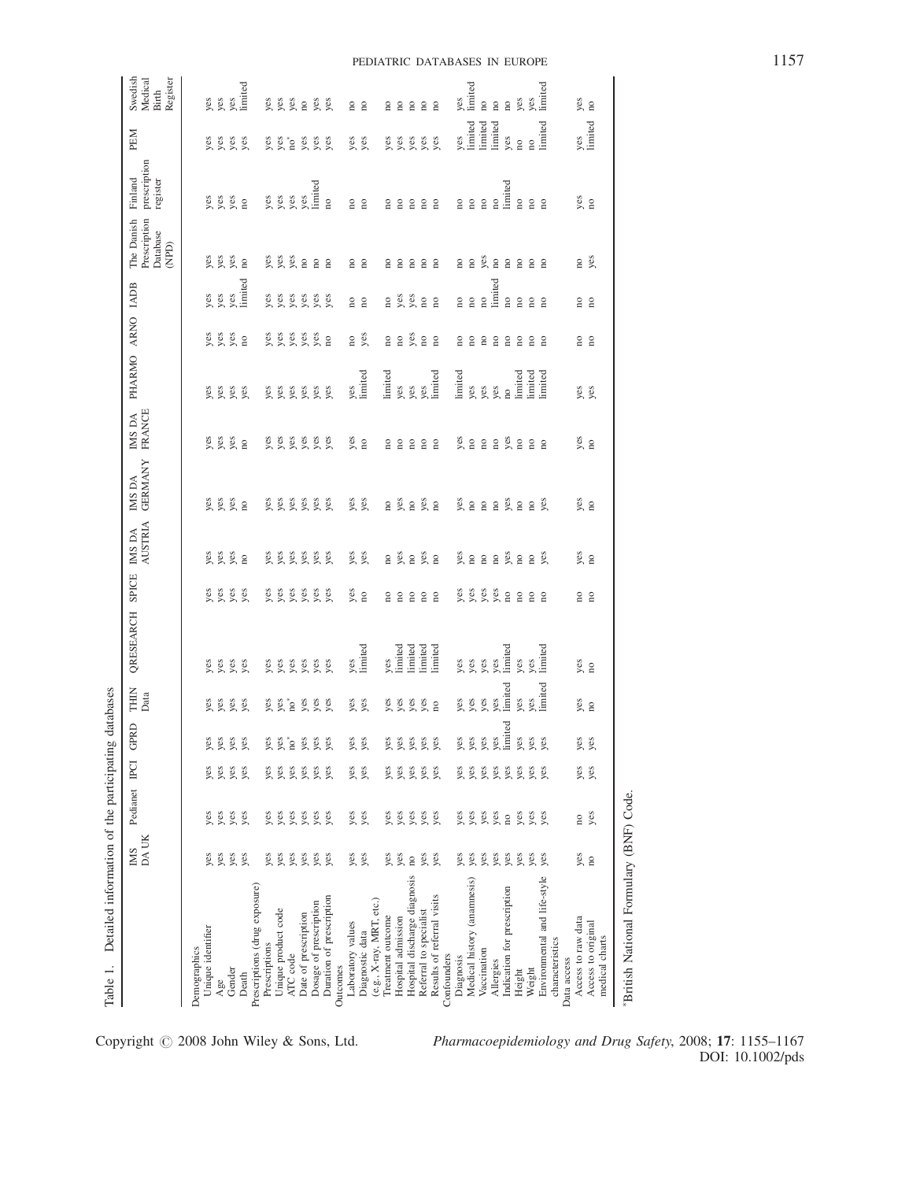Table 1. Detailed information of the participating databases

| | IMS DA UK | Pedianet | IPCI | GPRD | THIN Data | QRESEARCH | SPICE | IMS DA AUSTRIA | IMS DA GERMANY | IMS DA FRANCE | PHARMO | ARNO | IADB | The Danish Prescription Database (NPD) | Finland prescription register | PEM | Swedish Medical Birth Register |
|---|---|---|---|---|---|---|---|---|---|---|---|---|---|---|---|---|---|
| **Demographics** | | | | | | | | | | | | | | | | | |
| Unique identifier | yes | yes | yes | yes | yes | yes | yes | yes | yes | yes | yes | yes | yes | yes | yes | yes | yes |
| Age | yes | yes | yes | yes | yes | yes | yes | yes | yes | yes | yes | yes | yes | yes | yes | yes | yes |
| Gender | yes | yes | yes | yes | yes | yes | yes | yes | yes | yes | yes | yes | yes | yes | yes | yes | yes |
| Death | yes | yes | yes | yes | yes | yes | yes | no | no | no | yes | no | limited | no | no | yes | limited |
| **Prescriptions (drug exposure)** | | | | | | | | | | | | | | | | | |
| Prescriptions | yes | yes | yes | yes | yes | yes | yes | yes | yes | yes | yes | yes | yes | yes | yes | yes | yes |
| Unique product code | yes | yes | yes | yes | yes | yes | yes | yes | yes | yes | yes | yes | yes | yes | yes | yes | yes |
| ATC code | yes | yes | yes | no* | no* | yes | yes | yes | yes | yes | yes | yes | yes | yes | yes | no* | yes |
| Date of prescription | yes | yes | yes | yes | yes | yes | yes | yes | yes | yes | yes | yes | yes | no | yes | yes | no |
| Dosage of prescription | yes | yes | yes | yes | yes | yes | yes | yes | yes | yes | yes | yes | yes | no | limited | yes | yes |
| Duration of prescription | yes | yes | yes | yes | yes | yes | yes | yes | yes | yes | yes | no | yes | no | no | yes | yes |
| **Outcomes** | | | | | | | | | | | | | | | | | |
| Laboratory values | yes | yes | yes | yes | yes | yes | yes | yes | yes | yes | yes | no | no | no | no | yes | no |
| Diagnostic data (e.g., X-ray, MRT, etc.) | yes | yes | yes | yes | yes | limited | no | yes | yes | no | limited | yes | no | no | no | yes | no |
| Treatment outcome | yes | yes | yes | yes | yes | yes | no | no | no | no | limited | no | no | no | no | yes | no |
| Hospital admission | yes | yes | yes | yes | yes | limited | no | yes | yes | no | yes | no | yes | no | no | yes | no |
| Hospital discharge diagnosis | no | yes | yes | yes | yes | limited | no | no | no | no | yes | yes | yes | no | no | yes | no |
| Referral to specialist | yes | yes | yes | yes | yes | limited | no | yes | yes | no | yes | no | no | no | no | yes | no |
| Results of referral visits | yes | yes | yes | yes | no | limited | no | no | no | no | limited | no | no | no | no | yes | no |
| **Confounders** | | | | | | | | | | | | | | | | | |
| Diagnosis | yes | yes | yes | yes | yes | yes | yes | yes | yes | yes | limited | no | no | no | no | yes | yes |
| Medical history (anamnesis) | yes | yes | yes | yes | yes | yes | yes | no | no | no | yes | no | no | no | no | limited | limited |
| Vaccination | yes | yes | yes | yes | yes | yes | yes | no | no | no | yes | no | no | yes | no | limited | no |
| Allergies | yes | yes | yes | yes | yes | yes | yes | no | no | no | yes | no | limited | no | no | limited | no |
| Indication for prescription | yes | no | yes | limited | limited | limited | no | yes | yes | yes | no | no | no | no | limited | yes | no |
| Height | yes | yes | yes | yes | yes | yes | no | no | no | no | limited | no | no | no | no | no | yes |
| Weight | yes | yes | yes | yes | yes | yes | no | no | no | no | limited | no | no | no | no | no | yes |
| Environmental and life-style characteristics | yes | yes | yes | yes | limited | limited | no | yes | yes | no | limited | no | no | no | no | limited | limited |
| **Data access** | | | | | | | | | | | | | | | | | |
| Access to raw data | yes | no | yes | yes | yes | yes | no | yes | yes | yes | yes | no | no | no | yes | yes | yes |
| Access to original medical charts | no | yes | yes | yes | no | no | no | no | no | no | yes | no | no | yes | no | limited | no |

*British National Formulary (BNF) Code.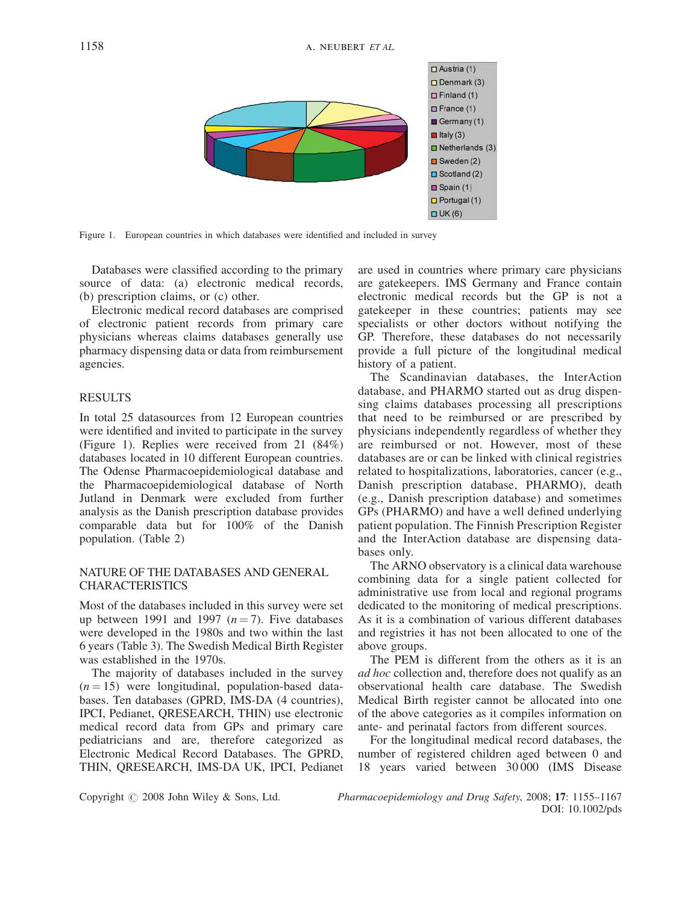Figure 1. European countries in which databases were identified and included in survey

Databases were classified according to the primary source of data: (a) electronic medical records, (b) prescription claims, or (c) other.

Electronic medical record databases are comprised of electronic patient records from primary care physicians whereas claims databases generally use pharmacy dispensing data or data from reimbursement agencies.

## RESULTS

In total 25 datasources from 12 European countries were identified and invited to participate in the survey (Figure 1). Replies were received from 21 (84%) databases located in 10 different European countries. The Odense Pharmacoepidemiological database and the Pharmacoepidemiological database of North Jutland in Denmark were excluded from further analysis as the Danish prescription database provides comparable data but for 100% of the Danish population. (Table 2)

### NATURE OF THE DATABASES AND GENERAL CHARACTERISTICS

Most of the databases included in this survey were set up between 1991 and 1997 ($n = 7$). Five databases were developed in the 1980s and two within the last 6 years (Table 3). The Swedish Medical Birth Register was established in the 1970s.

The majority of databases included in the survey ($n = 15$) were longitudinal, population-based databases. Ten databases (GPRD, IMS-DA (4 countries), IPCI, Pedianet, QRESEARCH, THIN) use electronic medical record data from GPs and primary care pediatricians and are, therefore categorized as Electronic Medical Record Databases. The GPRD, THIN, QRESEARCH, IMS-DA UK, IPCI, Pedianet are used in countries where primary care physicians are gatekeepers. IMS Germany and France contain electronic medical records but the GP is not a gatekeeper in these countries; patients may see specialists or other doctors without notifying the GP. Therefore, these databases do not necessarily provide a full picture of the longitudinal medical history of a patient.

The Scandinavian databases, the InterAction database, and PHARMO started out as drug dispensing claims databases processing all prescriptions that need to be reimbursed or are prescribed by physicians independently regardless of whether they are reimbursed or not. However, most of these databases are or can be linked with clinical registries related to hospitalizations, laboratories, cancer (e.g., Danish prescription database, PHARMO), death (e.g., Danish prescription database) and sometimes GPs (PHARMO) and have a well defined underlying patient population. The Finnish Prescription Register and the InterAction database are dispensing databases only.

The ARNO observatory is a clinical data warehouse combining data for a single patient collected for administrative use from local and regional programs dedicated to the monitoring of medical prescriptions. As it is a combination of various different databases and registries it has not been allocated to one of the above groups.

The PEM is different from the others as it is an *ad hoc* collection and, therefore does not qualify as an observational health care database. The Swedish Medical Birth register cannot be allocated into one of the above categories as it compiles information on ante- and perinatal factors from different sources.

For the longitudinal medical record databases, the number of registered children aged between 0 and 18 years varied between 30 000 (IMS Disease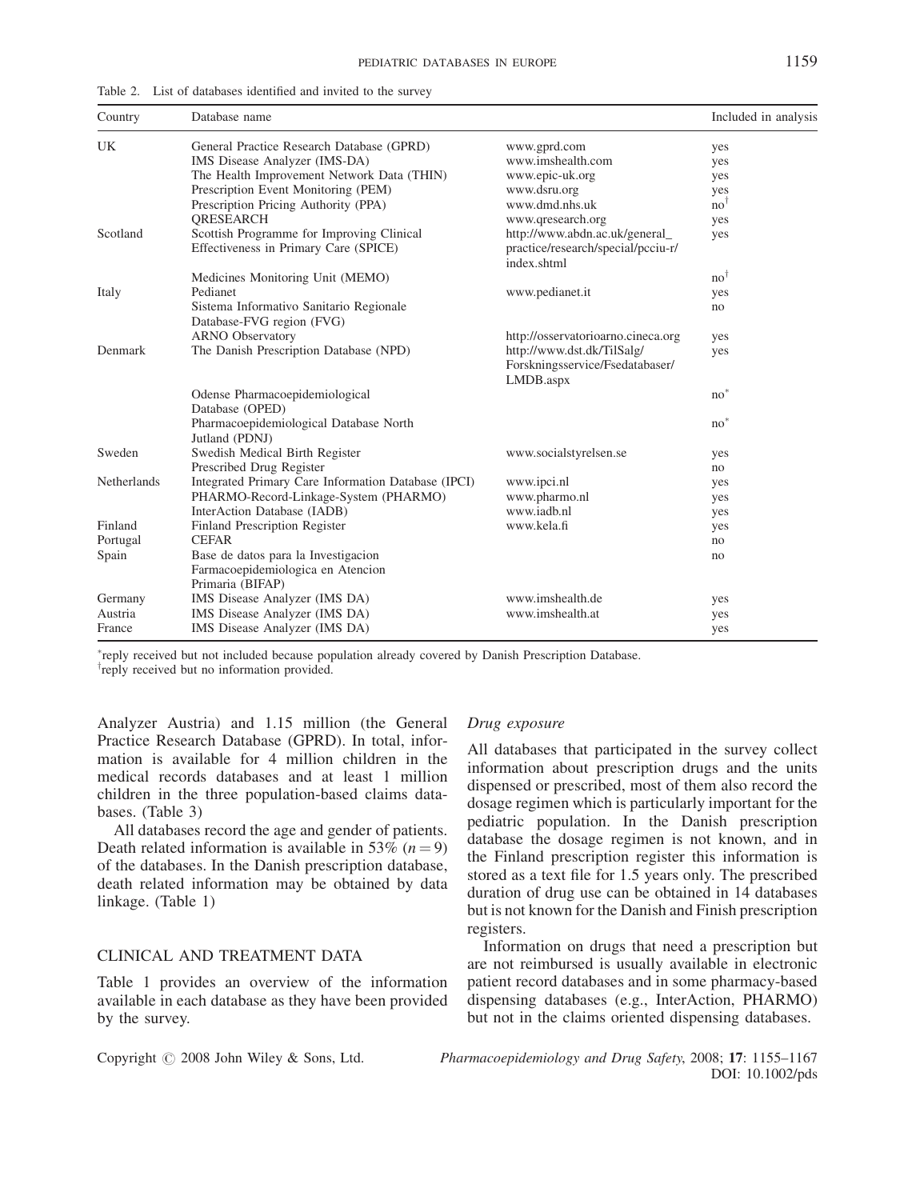Table 2. List of databases identified and invited to the survey

| Country | Database name | | Included in analysis |
|---|---|---|---|
| UK | General Practice Research Database (GPRD) | www.gprd.com | yes |
| | IMS Disease Analyzer (IMS-DA) | www.imshealth.com | yes |
| | The Health Improvement Network Data (THIN) | www.epic-uk.org | yes |
| | Prescription Event Monitoring (PEM) | www.dsru.org | yes |
| | Prescription Pricing Authority (PPA) | www.dmd.nhs.uk | no[†] |
| | QRESEARCH | www.qresearch.org | yes |
| Scotland | Scottish Programme for Improving Clinical Effectiveness in Primary Care (SPICE) | http://www.abdn.ac.uk/general_practice/research/special/pcciu-r/index.shtml | yes |
| | Medicines Monitoring Unit (MEMO) | | no[†] |
| Italy | Pedianet | www.pedianet.it | yes |
| | Sistema Informativo Sanitario Regionale Database-FVG region (FVG) | | no |
| | ARNO Observatory | http://osservatorioarno.cineca.org | yes |
| Denmark | The Danish Prescription Database (NPD) | http://www.dst.dk/TilSalg/Forskningsservice/Fsedatabaser/LMDB.aspx | yes |
| | Odense Pharmacoepidemiological Database (OPED) | | no[*] |
| | Pharmacoepidemiological Database North Jutland (PDNJ) | | no[*] |
| Sweden | Swedish Medical Birth Register | www.socialstyrelsen.se | yes |
| | Prescribed Drug Register | | no |
| Netherlands | Integrated Primary Care Information Database (IPCI) | www.ipci.nl | yes |
| | PHARMO-Record-Linkage-System (PHARMO) | www.pharmo.nl | yes |
| | InterAction Database (IADB) | www.iadb.nl | yes |
| Finland | Finland Prescription Register | www.kela.fi | yes |
| Portugal | CEFAR | | no |
| Spain | Base de datos para la Investigacion Farmacoepidemiologica en Atencion Primaria (BIFAP) | | no |
| Germany | IMS Disease Analyzer (IMS DA) | www.imshealth.de | yes |
| Austria | IMS Disease Analyzer (IMS DA) | www.imshealth.at | yes |
| France | IMS Disease Analyzer (IMS DA) | | yes |

[*]reply received but not included because population already covered by Danish Prescription Database.
[†]reply received but no information provided.

Analyzer Austria) and 1.15 million (the General Practice Research Database (GPRD). In total, information is available for 4 million children in the medical records databases and at least 1 million children in the three population-based claims databases. (Table 3)

All databases record the age and gender of patients. Death related information is available in 53% ($n = 9$) of the databases. In the Danish prescription database, death related information may be obtained by data linkage. (Table 1)

## CLINICAL AND TREATMENT DATA

Table 1 provides an overview of the information available in each database as they have been provided by the survey.

### *Drug exposure*

All databases that participated in the survey collect information about prescription drugs and the units dispensed or prescribed, most of them also record the dosage regimen which is particularly important for the pediatric population. In the Danish prescription database the dosage regimen is not known, and in the Finland prescription register this information is stored as a text file for 1.5 years only. The prescribed duration of drug use can be obtained in 14 databases but is not known for the Danish and Finish prescription registers.

Information on drugs that need a prescription but are not reimbursed is usually available in electronic patient record databases and in some pharmacy-based dispensing databases (e.g., InterAction, PHARMO) but not in the claims oriented dispensing databases.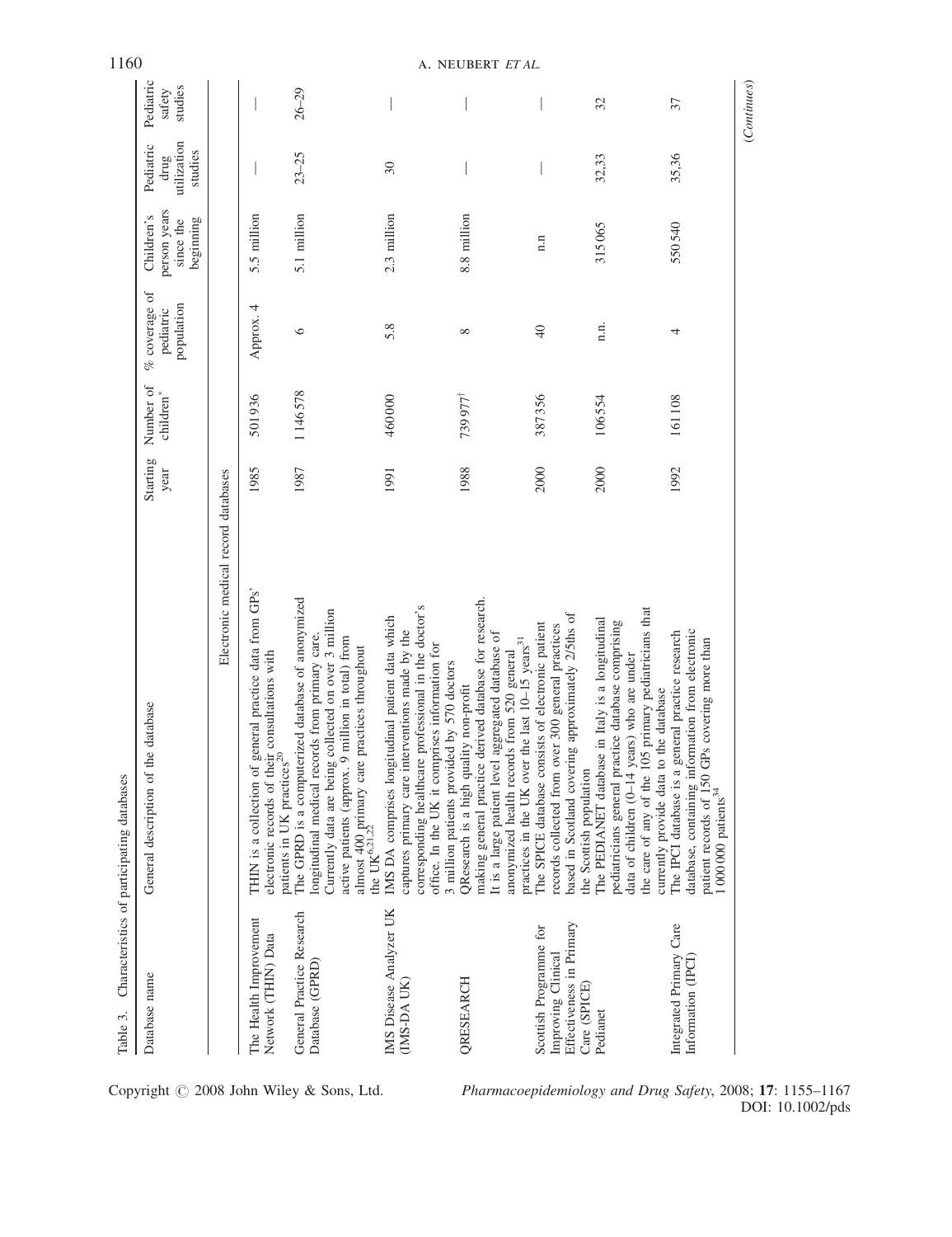Table 3. Characteristics of participating databases

| Database name | General description of the database | Starting year | Number of children* | % coverage of pediatric population | Children's person years since the beginning | Pediatric drug utilization studies | Pediatric safety studies |
|---|---|---|---|---|---|---|---|
| Electronic medical record databases | | | | | | | |
| The Health Improvement Network (THIN) Data | THIN is a collection of general practice data from GPs' electronic records of their consultations with patients in UK practices[20] | 1985 | 501936 | Approx. 4 | 5.5 million | — | — |
| General Practice Research Database (GPRD) | The GPRD is a computerized database of anonymized longitudinal medical records from primary care. Currently data are being collected on over 3 million active patients (approx. 9 million in total) from almost 400 primary care practices throughout the UK[6,21,22] | 1987 | 1146578 | 6 | 5.1 million | 23–25 | 26–29 |
| IMS Disease Analyzer UK (IMS-DA UK) | IMS DA comprises longitudinal patient data which captures primary care interventions made by the corresponding healthcare professional in the doctor's office. In the UK it comprises information for 3 million patients provided by 570 doctors | 1991 | 460000 | 5.8 | 2.3 million | 30 | — |
| QRESEARCH | QResearch is a high quality non-profit making general practice derived database for research. It is a large patient level aggregated database of anonymized health records from 520 general practices in the UK over the last 10–15 years[31] | 1988 | 739977[†] | 8 | 8.8 million | — | — |
| Scottish Programme for Improving Clinical Effectiveness in Primary Care (SPICE) | The SPICE database consists of electronic patient records collected from over 300 general practices based in Scotland covering approximately 2/5ths of the Scottish population | 2000 | 387356 | 40 | n.n | — | — |
| Pedianet | The PEDIANET database in Italy is a longitudinal pediatricians general practice database comprising data of children (0–14 years) who are under the care of any of the 105 primary pediatricians that currently provide data to the database | 2000 | 106554 | n.n. | 315065 | 32,33 | 32 |
| Integrated Primary Care Information (IPCI) | The IPCI database is a general practice research database, containing information from electronic patient records of 150 GPs covering more than 1000000 patients[34] | 1992 | 161108 | 4 | 550540 | 35,36 | 37 |

(*Continues*)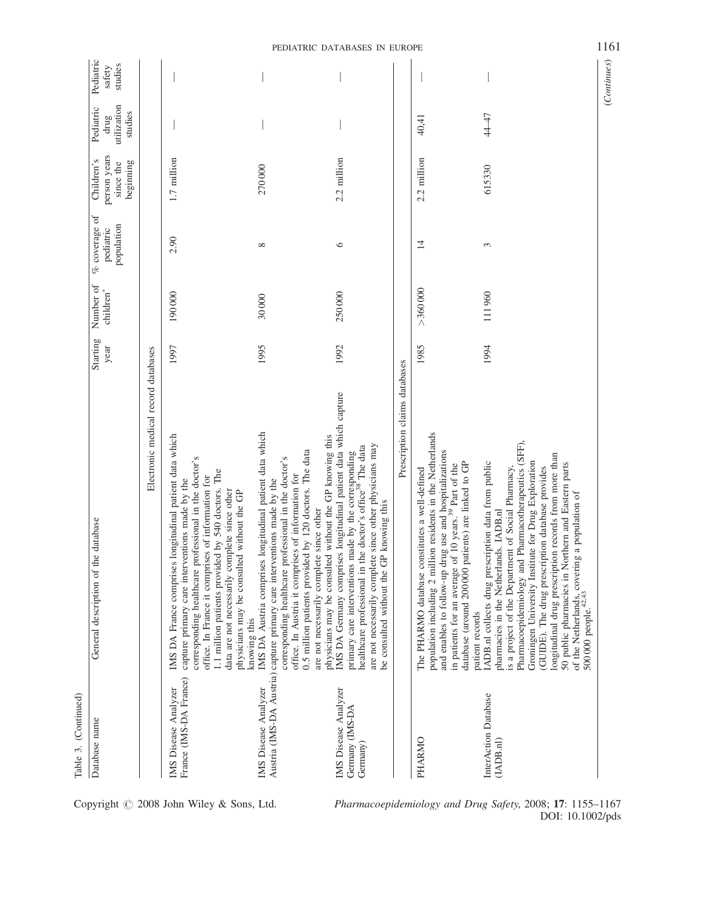Table 3. (Continued)

| Database name | General description of the database | Starting year | Number of children* | % coverage of pediatric population | Children's person years since the beginning | Pediatric drug utilization studies | Pediatric safety studies |
|---|---|---|---|---|---|---|---|
| | Electronic medical record databases | | | | | | |
| IMS Disease Analyzer France (IMS-DA France) | IMS DA France comprises longitudinal patient data which capture primary care interventions made by the corresponding healthcare professional in the doctor's office. In France it comprises of information for 1.1 million patients provided by 540 doctors. The data are not necessarily complete since other physicians may be consulted without the GP knowing this | 1997 | 190 000 | 2.90 | 1.7 million | — | — |
| IMS Disease Analyzer Austria (IMS-DA Austria) | IMS DA Austria comprises longitudinal patient data which capture primary care interventions made by the corresponding healthcare professional in the doctor's office. In Austria it comprises of information for 0.5 million patients provided by 120 doctors. The data are not necessarily complete since other physicians may be consulted without the GP knowing this | 1995 | 30 000 | 8 | 270 000 | — | — |
| IMS Disease Analyzer Germany (IMS-DA Germany) | IMS DA Germany comprises longitudinal patient data which capture primary care interventions made by the corresponding healthcare professional in the doctor's office[38] The data are not necessarily complete since other physicians may be consulted without the GP knowing this | 1992 | 250 000 | 6 | 2.2 million | — | — |
| | Prescription claims databases | | | | | | |
| PHARMO | The PHARMO database constitutes a well-defined population including 2 million residents in the Netherlands and enables to follow-up drug use and hospitalizations in patients for an average of 10 years.[39] Part of the database (around 200000 patients) are linked to GP patient records | 1985 | >360 000 | 14 | 2.2 million | 40,41 | — |
| InterAction Database (IADB.nl) | IADB.nl collects drug prescription data from public pharmacies in the Netherlands. IADB.nl is a project of the Department of Social Pharmacy, Pharmacoepidemiology and Pharmacotherapeutics (SFF), Groningen University Institute for Drug Exploration (GUIDE). The drug prescription database provides longitudinal drug prescription records from more than 50 public pharmacies in Northern and Eastern parts of the Netherlands, covering a population of 500 000 people.[42,43] | 1994 | 111 960 | 3 | 615330 | 44–47 | — |

(Continues)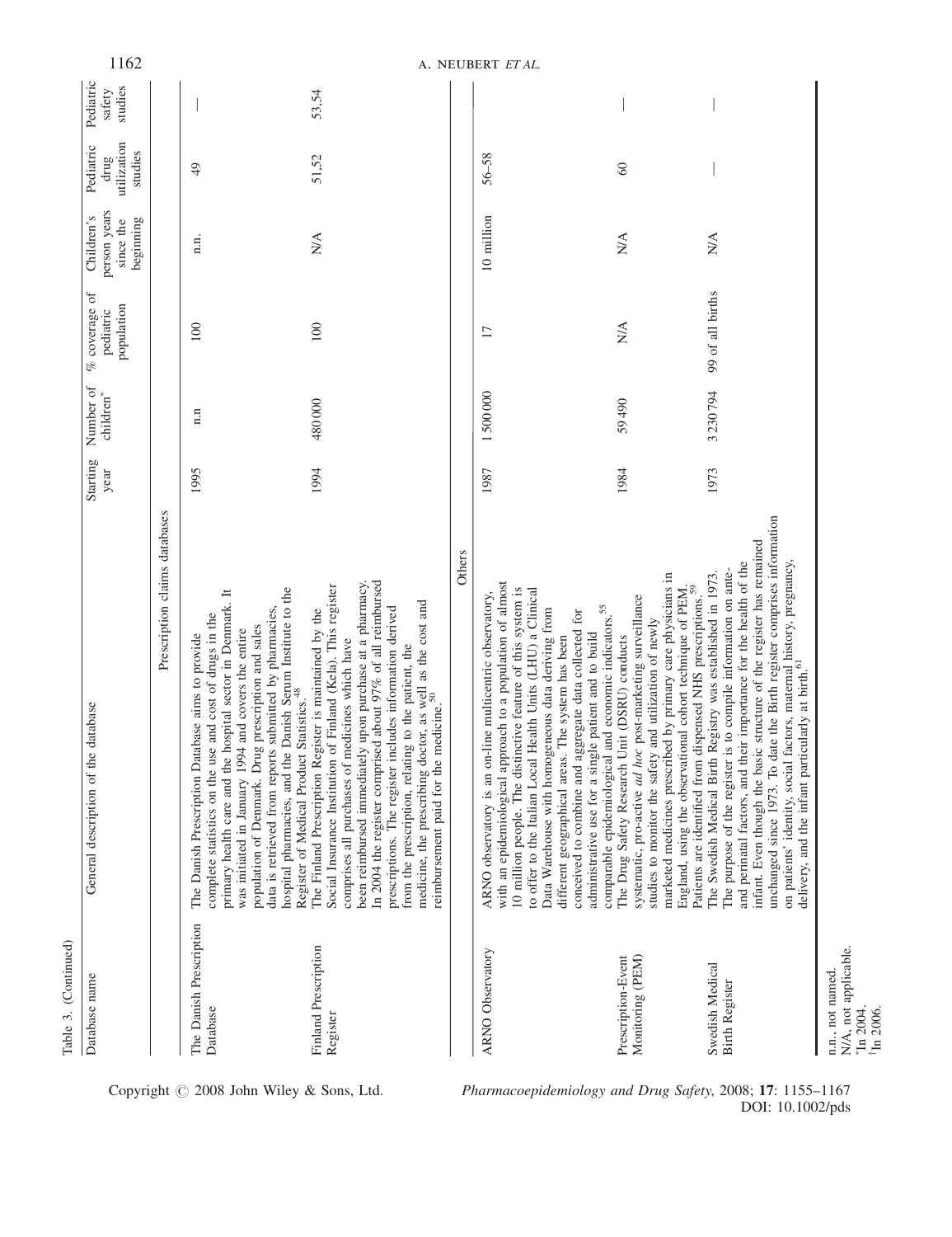Table 3. (Continued)

| Database name | General description of the database | Starting year | Number of children* | % coverage of pediatric population | Children's person years since the beginning | Pediatric drug utilization studies | Pediatric safety studies |
|---|---|---|---|---|---|---|---|
| | Prescription claims databases | | | | | | |
| The Danish Prescription Database | The Danish Prescription Database aims to provide complete statistics on the use and cost of drugs in the primary health care and the hospital sector in Denmark. It was initiated in January 1994 and covers the entire population of Denmark. Drug prescription and sales data is retrieved from reports submitted by pharmacies, hospital pharmacies, and the Danish Serum Institute to the Register of Medical Product Statistics.[48] | 1995 | n.n | 100 | n.n. | 49 | — |
| Finland Prescription Register | The Finland Prescription Register is maintained by the Social Insurance Institution of Finland (Kela). This register comprises all purchases of medicines which have been reimbursed immediately upon purchase at a pharmacy. In 2004 the register comprised about 97% of all reimbursed prescriptions. The register includes information derived from the prescription, relating to the patient, the medicine, the prescribing doctor, as well as the cost and reimbursement paid for the medicine.[50] | 1994 | 480 000 | 100 | N/A | 51,52 | 53,54 |
| | Others | | | | | | |
| ARNO Observatory | ARNO observatory is an on-line multicentric observatory, with an epidemiological approach to a population of almost 10 million people. The distinctive feature of this system is to offer to the Italian Local Health Units (LHU) a Clinical Data Warehouse with homogeneous data deriving from different geographical areas. The system has been conceived to combine and aggregate data collected for administrative use for a single patient and to build comparable epidemiological and economic indicators.[55] | 1987 | 1 500 000 | 17 | 10 million | 56–58 | |
| Prescription-Event Monitoring (PEM) | The Drug Safety Research Unit (DSRU) conducts systematic, pro-active *ad hoc* post-marketing surveillance studies to monitor the safety and utilization of newly marketed medicines prescribed by primary care physicians in England, using the observational cohort technique of PEM. Patients are identified from dispensed NHS prescriptions.[59] | 1984 | 59 490 | N/A | N/A | 60 | — |
| Swedish Medical Birth Register | The Swedish Medical Birth Registry was established in 1973. The purpose of the register is to compile information on ante- and perinatal factors, and their importance for the health of the infant. Even though the basic structure of the register has remained unchanged since 1973. To date the Birth register comprises information on patients' identity, social factors, maternal history, pregnancy, delivery, and the infant particularly at birth.[61] | 1973 | 3 230 794 | 99 of all births | N/A | — | — |

n.n., not named.
N/A, not applicable.
*In 2004.
†In 2006.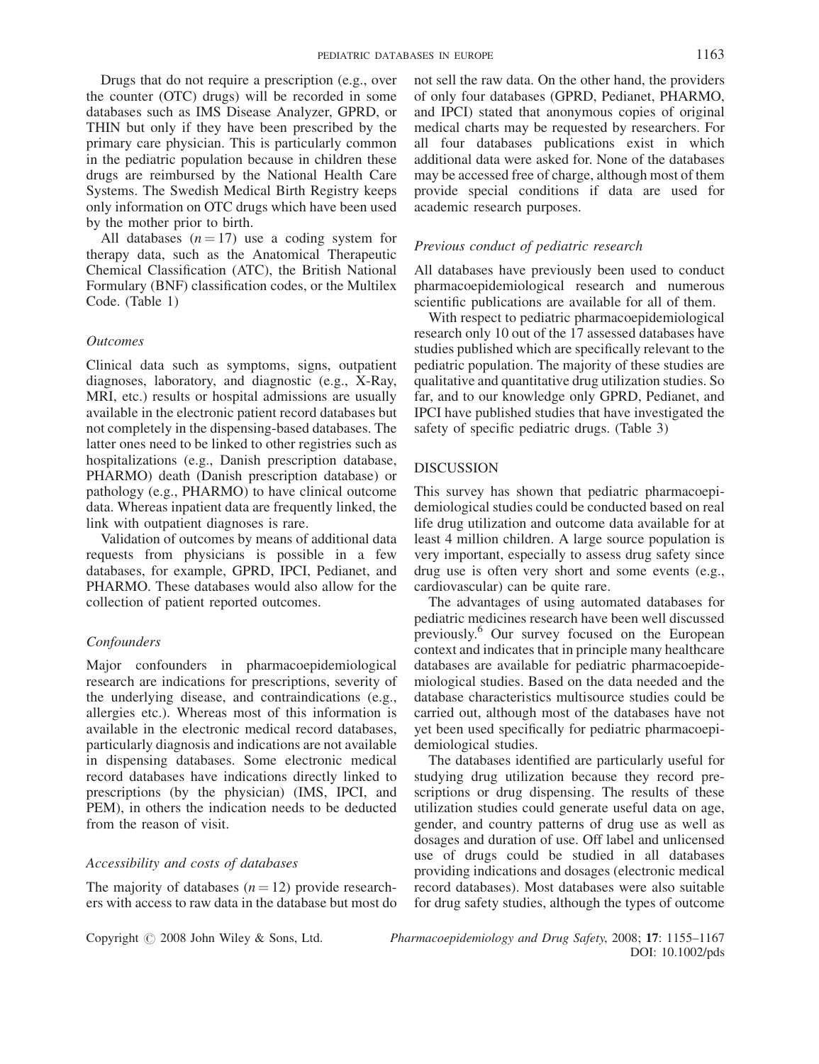Drugs that do not require a prescription (e.g., over the counter (OTC) drugs) will be recorded in some databases such as IMS Disease Analyzer, GPRD, or THIN but only if they have been prescribed by the primary care physician. This is particularly common in the pediatric population because in children these drugs are reimbursed by the National Health Care Systems. The Swedish Medical Birth Registry keeps only information on OTC drugs which have been used by the mother prior to birth.

All databases ($n = 17$) use a coding system for therapy data, such as the Anatomical Therapeutic Chemical Classification (ATC), the British National Formulary (BNF) classification codes, or the Multilex Code. (Table 1)

### *Outcomes*

Clinical data such as symptoms, signs, outpatient diagnoses, laboratory, and diagnostic (e.g., X-Ray, MRI, etc.) results or hospital admissions are usually available in the electronic patient record databases but not completely in the dispensing-based databases. The latter ones need to be linked to other registries such as hospitalizations (e.g., Danish prescription database, PHARMO) death (Danish prescription database) or pathology (e.g., PHARMO) to have clinical outcome data. Whereas inpatient data are frequently linked, the link with outpatient diagnoses is rare.

Validation of outcomes by means of additional data requests from physicians is possible in a few databases, for example, GPRD, IPCI, Pedianet, and PHARMO. These databases would also allow for the collection of patient reported outcomes.

### *Confounders*

Major confounders in pharmacoepidemiological research are indications for prescriptions, severity of the underlying disease, and contraindications (e.g., allergies etc.). Whereas most of this information is available in the electronic medical record databases, particularly diagnosis and indications are not available in dispensing databases. Some electronic medical record databases have indications directly linked to prescriptions (by the physician) (IMS, IPCI, and PEM), in others the indication needs to be deducted from the reason of visit.

### *Accessibility and costs of databases*

The majority of databases ($n = 12$) provide researchers with access to raw data in the database but most do not sell the raw data. On the other hand, the providers of only four databases (GPRD, Pedianet, PHARMO, and IPCI) stated that anonymous copies of original medical charts may be requested by researchers. For all four databases publications exist in which additional data were asked for. None of the databases may be accessed free of charge, although most of them provide special conditions if data are used for academic research purposes.

### *Previous conduct of pediatric research*

All databases have previously been used to conduct pharmacoepidemiological research and numerous scientific publications are available for all of them.

With respect to pediatric pharmacoepidemiological research only 10 out of the 17 assessed databases have studies published which are specifically relevant to the pediatric population. The majority of these studies are qualitative and quantitative drug utilization studies. So far, and to our knowledge only GPRD, Pedianet, and IPCI have published studies that have investigated the safety of specific pediatric drugs. (Table 3)

## DISCUSSION

This survey has shown that pediatric pharmacoepidemiological studies could be conducted based on real life drug utilization and outcome data available for at least 4 million children. A large source population is very important, especially to assess drug safety since drug use is often very short and some events (e.g., cardiovascular) can be quite rare.

The advantages of using automated databases for pediatric medicines research have been well discussed previously.[6] Our survey focused on the European context and indicates that in principle many healthcare databases are available for pediatric pharmacoepidemiological studies. Based on the data needed and the database characteristics multisource studies could be carried out, although most of the databases have not yet been used specifically for pediatric pharmacoepidemiological studies.

The databases identified are particularly useful for studying drug utilization because they record prescriptions or drug dispensing. The results of these utilization studies could generate useful data on age, gender, and country patterns of drug use as well as dosages and duration of use. Off label and unlicensed use of drugs could be studied in all databases providing indications and dosages (electronic medical record databases). Most databases were also suitable for drug safety studies, although the types of outcome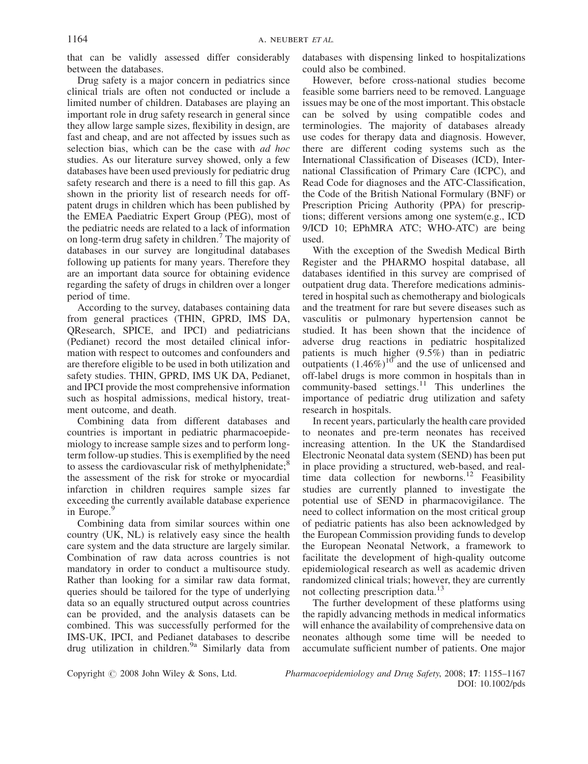that can be validly assessed differ considerably between the databases.

Drug safety is a major concern in pediatrics since clinical trials are often not conducted or include a limited number of children. Databases are playing an important role in drug safety research in general since they allow large sample sizes, flexibility in design, are fast and cheap, and are not affected by issues such as selection bias, which can be the case with *ad hoc* studies. As our literature survey showed, only a few databases have been used previously for pediatric drug safety research and there is a need to fill this gap. As shown in the priority list of research needs for off-patent drugs in children which has been published by the EMEA Paediatric Expert Group (PEG), most of the pediatric needs are related to a lack of information on long-term drug safety in children.[7] The majority of databases in our survey are longitudinal databases following up patients for many years. Therefore they are an important data source for obtaining evidence regarding the safety of drugs in children over a longer period of time.

According to the survey, databases containing data from general practices (THIN, GPRD, IMS DA, QResearch, SPICE, and IPCI) and pediatricians (Pedianet) record the most detailed clinical information with respect to outcomes and confounders and are therefore eligible to be used in both utilization and safety studies. THIN, GPRD, IMS UK DA, Pedianet, and IPCI provide the most comprehensive information such as hospital admissions, medical history, treatment outcome, and death.

Combining data from different databases and countries is important in pediatric pharmacoepidemiology to increase sample sizes and to perform long-term follow-up studies. This is exemplified by the need to assess the cardiovascular risk of methylphenidate;[8] the assessment of the risk for stroke or myocardial infarction in children requires sample sizes far exceeding the currently available database experience in Europe.[9]

Combining data from similar sources within one country (UK, NL) is relatively easy since the health care system and the data structure are largely similar. Combination of raw data across countries is not mandatory in order to conduct a multisource study. Rather than looking for a similar raw data format, queries should be tailored for the type of underlying data so an equally structured output across countries can be provided, and the analysis datasets can be combined. This was successfully performed for the IMS-UK, IPCI, and Pedianet databases to describe drug utilization in children.[9a] Similarly data from databases with dispensing linked to hospitalizations could also be combined.

However, before cross-national studies become feasible some barriers need to be removed. Language issues may be one of the most important. This obstacle can be solved by using compatible codes and terminologies. The majority of databases already use codes for therapy data and diagnosis. However, there are different coding systems such as the International Classification of Diseases (ICD), International Classification of Primary Care (ICPC), and Read Code for diagnoses and the ATC-Classification, the Code of the British National Formulary (BNF) or Prescription Pricing Authority (PPA) for prescriptions; different versions among one system(e.g., ICD 9/ICD 10; EPhMRA ATC; WHO-ATC) are being used.

With the exception of the Swedish Medical Birth Register and the PHARMO hospital database, all databases identified in this survey are comprised of outpatient drug data. Therefore medications administered in hospital such as chemotherapy and biologicals and the treatment for rare but severe diseases such as vasculitis or pulmonary hypertension cannot be studied. It has been shown that the incidence of adverse drug reactions in pediatric hospitalized patients is much higher (9.5%) than in pediatric outpatients (1.46%)[10] and the use of unlicensed and off-label drugs is more common in hospitals than in community-based settings.[11] This underlines the importance of pediatric drug utilization and safety research in hospitals.

In recent years, particularly the health care provided to neonates and pre-term neonates has received increasing attention. In the UK the Standardised Electronic Neonatal data system (SEND) has been put in place providing a structured, web-based, and real-time data collection for newborns.[12] Feasibility studies are currently planned to investigate the potential use of SEND in pharmacovigilance. The need to collect information on the most critical group of pediatric patients has also been acknowledged by the European Commission providing funds to develop the European Neonatal Network, a framework to facilitate the development of high-quality outcome epidemiological research as well as academic driven randomized clinical trials; however, they are currently not collecting prescription data.[13]

The further development of these platforms using the rapidly advancing methods in medical informatics will enhance the availability of comprehensive data on neonates although some time will be needed to accumulate sufficient number of patients. One major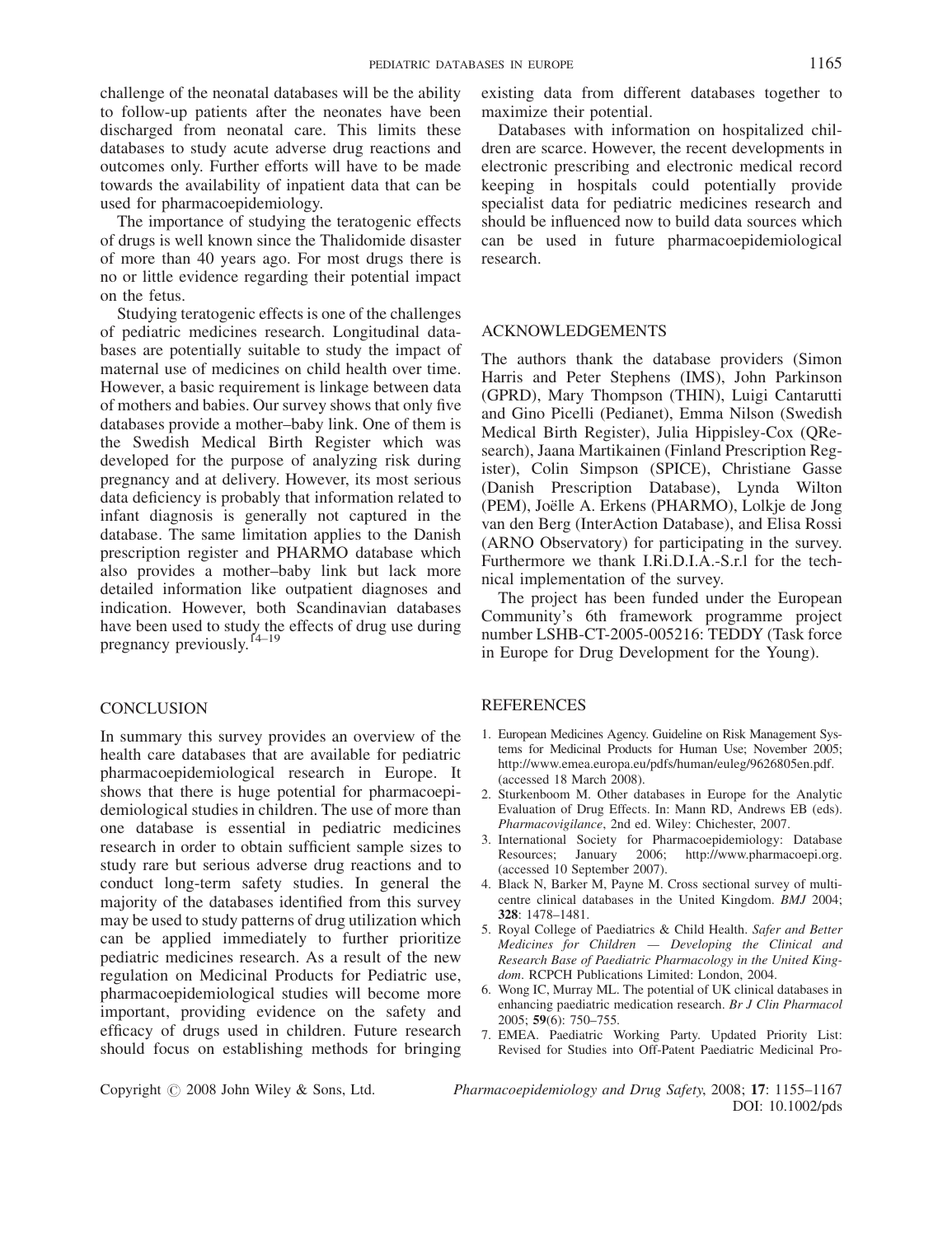challenge of the neonatal databases will be the ability to follow-up patients after the neonates have been discharged from neonatal care. This limits these databases to study acute adverse drug reactions and outcomes only. Further efforts will have to be made towards the availability of inpatient data that can be used for pharmacoepidemiology.

The importance of studying the teratogenic effects of drugs is well known since the Thalidomide disaster of more than 40 years ago. For most drugs there is no or little evidence regarding their potential impact on the fetus.

Studying teratogenic effects is one of the challenges of pediatric medicines research. Longitudinal databases are potentially suitable to study the impact of maternal use of medicines on child health over time. However, a basic requirement is linkage between data of mothers and babies. Our survey shows that only five databases provide a mother–baby link. One of them is the Swedish Medical Birth Register which was developed for the purpose of analyzing risk during pregnancy and at delivery. However, its most serious data deficiency is probably that information related to infant diagnosis is generally not captured in the database. The same limitation applies to the Danish prescription register and PHARMO database which also provides a mother–baby link but lack more detailed information like outpatient diagnoses and indication. However, both Scandinavian databases have been used to study the effects of drug use during pregnancy previously.[14–19]

## CONCLUSION

In summary this survey provides an overview of the health care databases that are available for pediatric pharmacoepidemiological research in Europe. It shows that there is huge potential for pharmacoepidemiological studies in children. The use of more than one database is essential in pediatric medicines research in order to obtain sufficient sample sizes to study rare but serious adverse drug reactions and to conduct long-term safety studies. In general the majority of the databases identified from this survey may be used to study patterns of drug utilization which can be applied immediately to further prioritize pediatric medicines research. As a result of the new regulation on Medicinal Products for Pediatric use, pharmacoepidemiological studies will become more important, providing evidence on the safety and efficacy of drugs used in children. Future research should focus on establishing methods for bringing existing data from different databases together to maximize their potential.

Databases with information on hospitalized children are scarce. However, the recent developments in electronic prescribing and electronic medical record keeping in hospitals could potentially provide specialist data for pediatric medicines research and should be influenced now to build data sources which can be used in future pharmacoepidemiological research.

## ACKNOWLEDGEMENTS

The authors thank the database providers (Simon Harris and Peter Stephens (IMS), John Parkinson (GPRD), Mary Thompson (THIN), Luigi Cantarutti and Gino Picelli (Pedianet), Emma Nilson (Swedish Medical Birth Register), Julia Hippisley-Cox (QResearch), Jaana Martikainen (Finland Prescription Register), Colin Simpson (SPICE), Christiane Gasse (Danish Prescription Database), Lynda Wilton (PEM), Joëlle A. Erkens (PHARMO), Lolkje de Jong van den Berg (InterAction Database), and Elisa Rossi (ARNO Observatory) for participating in the survey. Furthermore we thank I.Ri.D.I.A.-S.r.l for the technical implementation of the survey.

The project has been funded under the European Community's 6th framework programme project number LSHB-CT-2005-005216: TEDDY (Task force in Europe for Drug Development for the Young).

## REFERENCES

1. European Medicines Agency. Guideline on Risk Management Systems for Medicinal Products for Human Use; November 2005; http://www.emea.europa.eu/pdfs/human/euleg/9626805en.pdf. (accessed 18 March 2008).
2. Sturkenboom M. Other databases in Europe for the Analytic Evaluation of Drug Effects. In: Mann RD, Andrews EB (eds). *Pharmacovigilance*, 2nd ed. Wiley: Chichester, 2007.
3. International Society for Pharmacoepidemiology: Database Resources; January 2006; http://www.pharmacoepi.org. (accessed 10 September 2007).
4. Black N, Barker M, Payne M. Cross sectional survey of multicentre clinical databases in the United Kingdom. *BMJ* 2004; **328**: 1478–1481.
5. Royal College of Paediatrics & Child Health. *Safer and Better Medicines for Children — Developing the Clinical and Research Base of Paediatric Pharmacology in the United Kingdom*. RCPCH Publications Limited: London, 2004.
6. Wong IC, Murray ML. The potential of UK clinical databases in enhancing paediatric medication research. *Br J Clin Pharmacol* 2005; **59**(6): 750–755.
7. EMEA. Paediatric Working Party. Updated Priority List: Revised for Studies into Off-Patent Paediatric Medicinal Pro-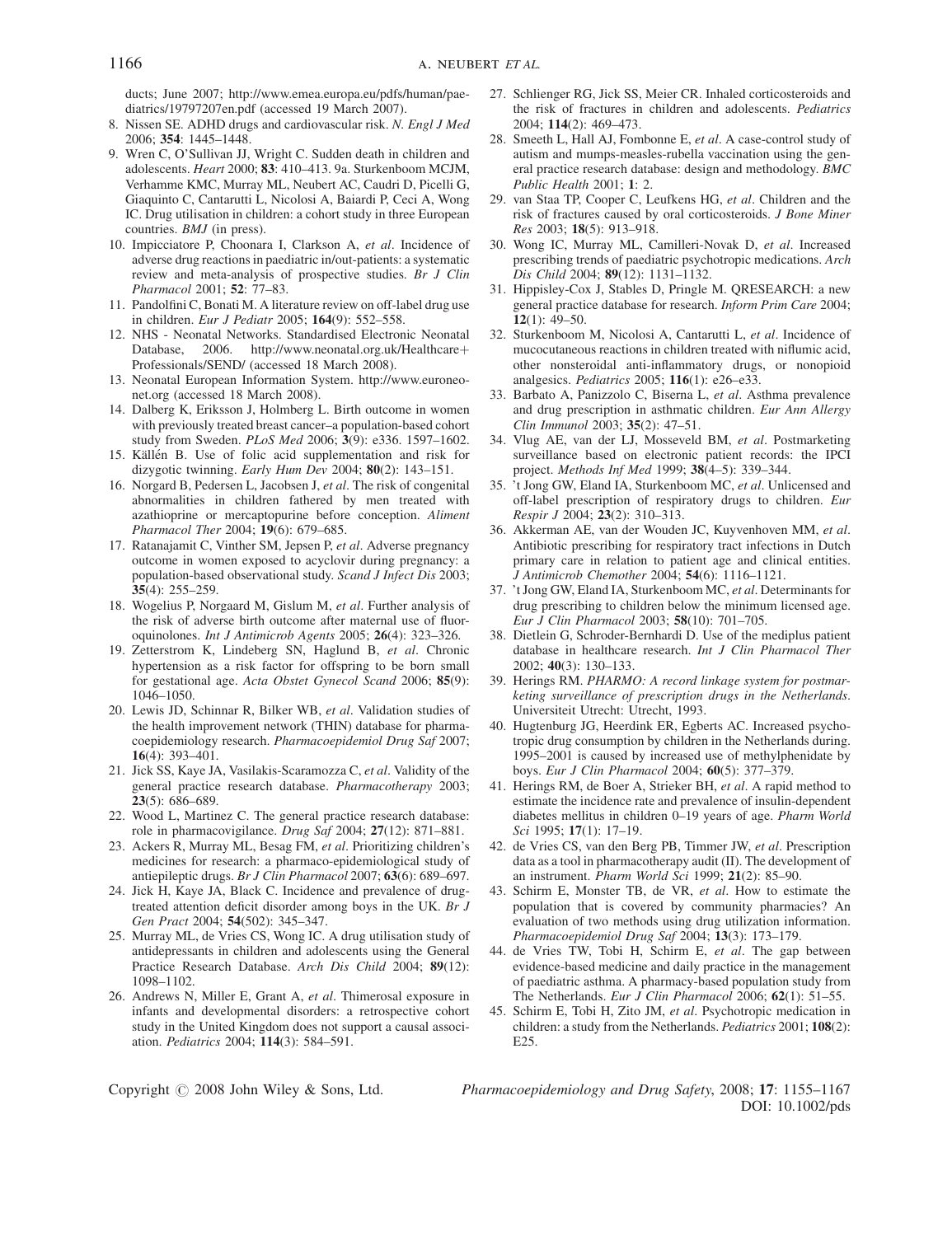ducts; June 2007; http://www.emea.europa.eu/pdfs/human/paediatrics/19797207en.pdf (accessed 19 March 2007).

8. Nissen SE. ADHD drugs and cardiovascular risk. *N. Engl J Med* 2006; **354**: 1445–1448.
9. Wren C, O'Sullivan JJ, Wright C. Sudden death in children and adolescents. *Heart* 2000; **83**: 410–413. 9a. Sturkenboom MCJM, Verhamme KMC, Murray ML, Neubert AC, Caudri D, Picelli G, Giaquinto C, Cantarutti L, Nicolosi A, Baiardi P, Ceci A, Wong IC. Drug utilisation in children: a cohort study in three European countries. *BMJ* (in press).
10. Impicciatore P, Choonara I, Clarkson A, *et al*. Incidence of adverse drug reactions in paediatric in/out-patients: a systematic review and meta-analysis of prospective studies. *Br J Clin Pharmacol* 2001; **52**: 77–83.
11. Pandolfini C, Bonati M. A literature review on off-label drug use in children. *Eur J Pediatr* 2005; **164**(9): 552–558.
12. NHS - Neonatal Networks. Standardised Electronic Neonatal Database, 2006. http://www.neonatal.org.uk/Healthcare+Professionals/SEND/ (accessed 18 March 2008).
13. Neonatal European Information System. http://www.euroneonet.org (accessed 18 March 2008).
14. Dalberg K, Eriksson J, Holmberg L. Birth outcome in women with previously treated breast cancer–a population-based cohort study from Sweden. *PLoS Med* 2006; **3**(9): e336. 1597–1602.
15. Källén B. Use of folic acid supplementation and risk for dizygotic twinning. *Early Hum Dev* 2004; **80**(2): 143–151.
16. Norgard B, Pedersen L, Jacobsen J, *et al*. The risk of congenital abnormalities in children fathered by men treated with azathioprine or mercaptopurine before conception. *Aliment Pharmacol Ther* 2004; **19**(6): 679–685.
17. Ratanajamit C, Vinther SM, Jepsen P, *et al*. Adverse pregnancy outcome in women exposed to acyclovir during pregnancy: a population-based observational study. *Scand J Infect Dis* 2003; **35**(4): 255–259.
18. Wogelius P, Norgaard M, Gislum M, *et al*. Further analysis of the risk of adverse birth outcome after maternal use of fluoroquinolones. *Int J Antimicrob Agents* 2005; **26**(4): 323–326.
19. Zetterstrom K, Lindeberg SN, Haglund B, *et al*. Chronic hypertension as a risk factor for offspring to be born small for gestational age. *Acta Obstet Gynecol Scand* 2006; **85**(9): 1046–1050.
20. Lewis JD, Schinnar R, Bilker WB, *et al*. Validation studies of the health improvement network (THIN) database for pharmacoepidemiology research. *Pharmacoepidemiol Drug Saf* 2007; **16**(4): 393–401.
21. Jick SS, Kaye JA, Vasilakis-Scaramozza C, *et al*. Validity of the general practice research database. *Pharmacotherapy* 2003; **23**(5): 686–689.
22. Wood L, Martinez C. The general practice research database: role in pharmacovigilance. *Drug Saf* 2004; **27**(12): 871–881.
23. Ackers R, Murray ML, Besag FM, *et al*. Prioritizing children's medicines for research: a pharmaco-epidemiological study of antiepileptic drugs. *Br J Clin Pharmacol* 2007; **63**(6): 689–697.
24. Jick H, Kaye JA, Black C. Incidence and prevalence of drug-treated attention deficit disorder among boys in the UK. *Br J Gen Pract* 2004; **54**(502): 345–347.
25. Murray ML, de Vries CS, Wong IC. A drug utilisation study of antidepressants in children and adolescents using the General Practice Research Database. *Arch Dis Child* 2004; **89**(12): 1098–1102.
26. Andrews N, Miller E, Grant A, *et al*. Thimerosal exposure in infants and developmental disorders: a retrospective cohort study in the United Kingdom does not support a causal association. *Pediatrics* 2004; **114**(3): 584–591.
27. Schlienger RG, Jick SS, Meier CR. Inhaled corticosteroids and the risk of fractures in children and adolescents. *Pediatrics* 2004; **114**(2): 469–473.
28. Smeeth L, Hall AJ, Fombonne E, *et al*. A case-control study of autism and mumps-measles-rubella vaccination using the general practice research database: design and methodology. *BMC Public Health* 2001; **1**: 2.
29. van Staa TP, Cooper C, Leufkens HG, *et al*. Children and the risk of fractures caused by oral corticosteroids. *J Bone Miner Res* 2003; **18**(5): 913–918.
30. Wong IC, Murray ML, Camilleri-Novak D, *et al*. Increased prescribing trends of paediatric psychotropic medications. *Arch Dis Child* 2004; **89**(12): 1131–1132.
31. Hippisley-Cox J, Stables D, Pringle M. QRESEARCH: a new general practice database for research. *Inform Prim Care* 2004; **12**(1): 49–50.
32. Sturkenboom M, Nicolosi A, Cantarutti L, *et al*. Incidence of mucocutaneous reactions in children treated with niflumic acid, other nonsteroidal anti-inflammatory drugs, or nonopioid analgesics. *Pediatrics* 2005; **116**(1): e26–e33.
33. Barbato A, Panizzolo C, Biserna L, *et al*. Asthma prevalence and drug prescription in asthmatic children. *Eur Ann Allergy Clin Immunol* 2003; **35**(2): 47–51.
34. Vlug AE, van der LJ, Mosseveld BM, *et al*. Postmarketing surveillance based on electronic patient records: the IPCI project. *Methods Inf Med* 1999; **38**(4–5): 339–344.
35. 't Jong GW, Eland IA, Sturkenboom MC, *et al*. Unlicensed and off-label prescription of respiratory drugs to children. *Eur Respir J* 2004; **23**(2): 310–313.
36. Akkerman AE, van der Wouden JC, Kuyvenhoven MM, *et al*. Antibiotic prescribing for respiratory tract infections in Dutch primary care in relation to patient age and clinical entities. *J Antimicrob Chemother* 2004; **54**(6): 1116–1121.
37. 't Jong GW, Eland IA, Sturkenboom MC, *et al*. Determinants for drug prescribing to children below the minimum licensed age. *Eur J Clin Pharmacol* 2003; **58**(10): 701–705.
38. Dietlein G, Schroder-Bernhardi D. Use of the mediplus patient database in healthcare research. *Int J Clin Pharmacol Ther* 2002; **40**(3): 130–133.
39. Herings RM. *PHARMO: A record linkage system for postmarketing surveillance of prescription drugs in the Netherlands*. Universiteit Utrecht: Utrecht, 1993.
40. Hugtenburg JG, Heerdink ER, Egberts AC. Increased psychotropic drug consumption by children in the Netherlands during. 1995–2001 is caused by increased use of methylphenidate by boys. *Eur J Clin Pharmacol* 2004; **60**(5): 377–379.
41. Herings RM, de Boer A, Strieker BH, *et al*. A rapid method to estimate the incidence rate and prevalence of insulin-dependent diabetes mellitus in children 0–19 years of age. *Pharm World Sci* 1995; **17**(1): 17–19.
42. de Vries CS, van den Berg PB, Timmer JW, *et al*. Prescription data as a tool in pharmacotherapy audit (II). The development of an instrument. *Pharm World Sci* 1999; **21**(2): 85–90.
43. Schirm E, Monster TB, de VR, *et al*. How to estimate the population that is covered by community pharmacies? An evaluation of two methods using drug utilization information. *Pharmacoepidemiol Drug Saf* 2004; **13**(3): 173–179.
44. de Vries TW, Tobi H, Schirm E, *et al*. The gap between evidence-based medicine and daily practice in the management of paediatric asthma. A pharmacy-based population study from The Netherlands. *Eur J Clin Pharmacol* 2006; **62**(1): 51–55.
45. Schirm E, Tobi H, Zito JM, *et al*. Psychotropic medication in children: a study from the Netherlands. *Pediatrics* 2001; **108**(2): E25.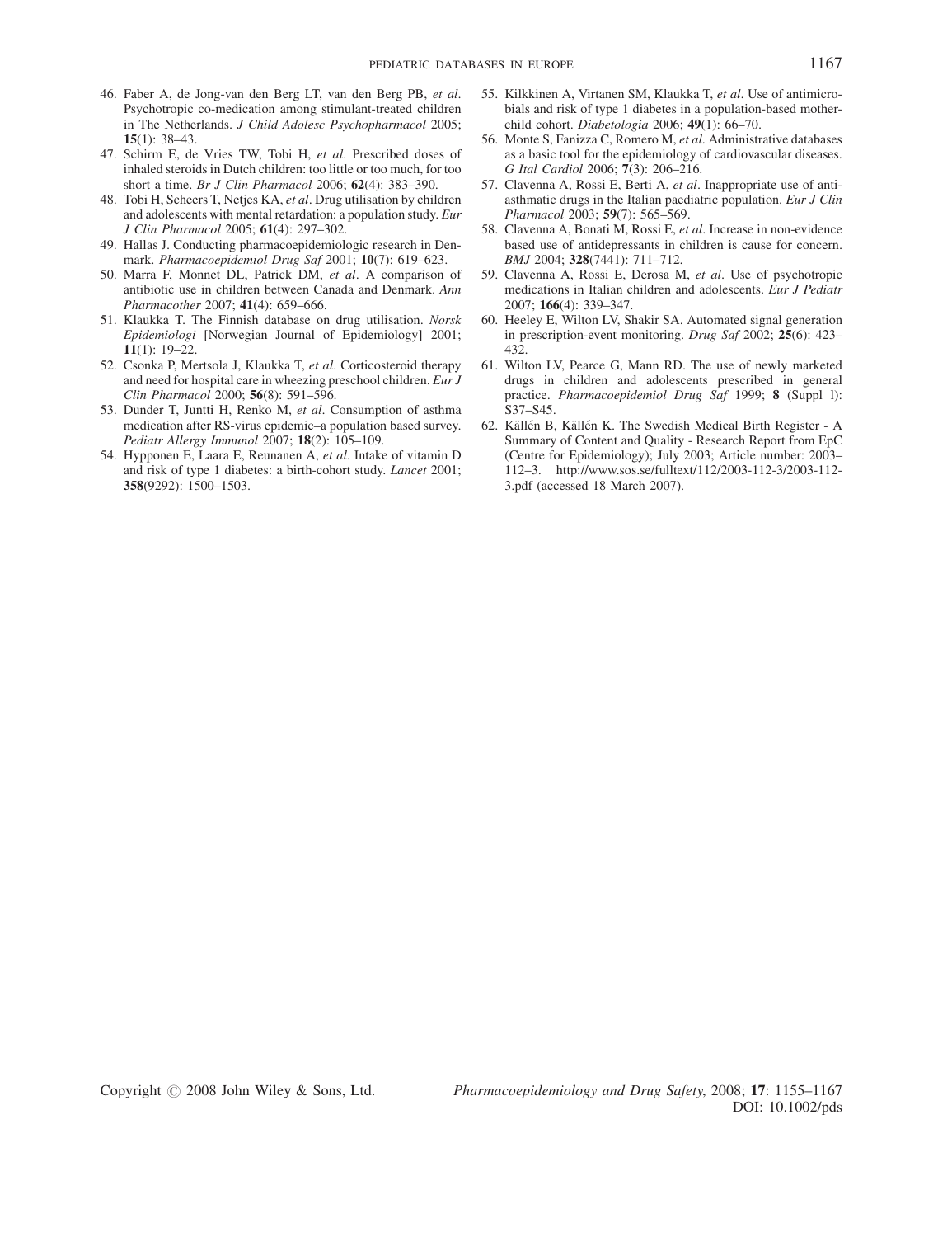46. Faber A, de Jong-van den Berg LT, van den Berg PB, *et al*. Psychotropic co-medication among stimulant-treated children in The Netherlands. *J Child Adolesc Psychopharmacol* 2005; **15**(1): 38–43.
47. Schirm E, de Vries TW, Tobi H, *et al*. Prescribed doses of inhaled steroids in Dutch children: too little or too much, for too short a time. *Br J Clin Pharmacol* 2006; **62**(4): 383–390.
48. Tobi H, Scheers T, Netjes KA, *et al*. Drug utilisation by children and adolescents with mental retardation: a population study. *Eur J Clin Pharmacol* 2005; **61**(4): 297–302.
49. Hallas J. Conducting pharmacoepidemiologic research in Denmark. *Pharmacoepidemiol Drug Saf* 2001; **10**(7): 619–623.
50. Marra F, Monnet DL, Patrick DM, *et al*. A comparison of antibiotic use in children between Canada and Denmark. *Ann Pharmacother* 2007; **41**(4): 659–666.
51. Klaukka T. The Finnish database on drug utilisation. *Norsk Epidemiologi* [Norwegian Journal of Epidemiology] 2001; **11**(1): 19–22.
52. Csonka P, Mertsola J, Klaukka T, *et al*. Corticosteroid therapy and need for hospital care in wheezing preschool children. *Eur J Clin Pharmacol* 2000; **56**(8): 591–596.
53. Dunder T, Juntti H, Renko M, *et al*. Consumption of asthma medication after RS-virus epidemic–a population based survey. *Pediatr Allergy Immunol* 2007; **18**(2): 105–109.
54. Hypponen E, Laara E, Reunanen A, *et al*. Intake of vitamin D and risk of type 1 diabetes: a birth-cohort study. *Lancet* 2001; **358**(9292): 1500–1503.
55. Kilkkinen A, Virtanen SM, Klaukka T, *et al*. Use of antimicrobials and risk of type 1 diabetes in a population-based mother-child cohort. *Diabetologia* 2006; **49**(1): 66–70.
56. Monte S, Fanizza C, Romero M, *et al*. Administrative databases as a basic tool for the epidemiology of cardiovascular diseases. *G Ital Cardiol* 2006; **7**(3): 206–216.
57. Clavenna A, Rossi E, Berti A, *et al*. Inappropriate use of anti-asthmatic drugs in the Italian paediatric population. *Eur J Clin Pharmacol* 2003; **59**(7): 565–569.
58. Clavenna A, Bonati M, Rossi E, *et al*. Increase in non-evidence based use of antidepressants in children is cause for concern. *BMJ* 2004; **328**(7441): 711–712.
59. Clavenna A, Rossi E, Derosa M, *et al*. Use of psychotropic medications in Italian children and adolescents. *Eur J Pediatr* 2007; **166**(4): 339–347.
60. Heeley E, Wilton LV, Shakir SA. Automated signal generation in prescription-event monitoring. *Drug Saf* 2002; **25**(6): 423–432.
61. Wilton LV, Pearce G, Mann RD. The use of newly marketed drugs in children and adolescents prescribed in general practice. *Pharmacoepidemiol Drug Saf* 1999; **8** (Suppl 1): S37–S45.
62. Källén B, Källén K. The Swedish Medical Birth Register - A Summary of Content and Quality - Research Report from EpC (Centre for Epidemiology); July 2003; Article number: 2003–112–3. http://www.sos.se/fulltext/112/2003-112-3/2003-112-3.pdf (accessed 18 March 2007).